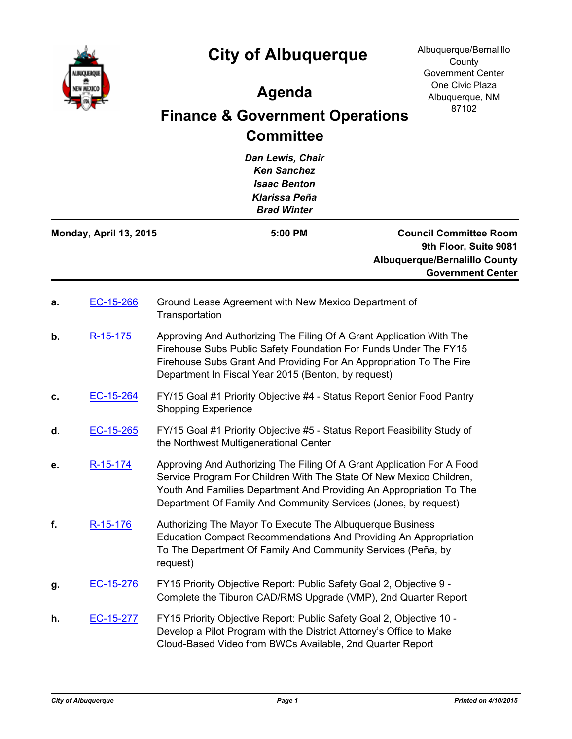# City of Albuquerque

Albuquerque/Bernalillo County Government Center
One Civic Plaza
Albuquerque, NM 87102

## Agenda

## Finance & Government Operations Committee

*Dan Lewis, Chair*
*Ken Sanchez*
*Isaac Benton*
*Klarissa Peña*
*Brad Winter*

**Monday, April 13, 2015** | **5:00 PM** | **Council Committee Room, 9th Floor, Suite 9081, Albuquerque/Bernalillo County Government Center**

---

**a.** EC-15-266 — Ground Lease Agreement with New Mexico Department of Transportation

**b.** R-15-175 — Approving And Authorizing The Filing Of A Grant Application With The Firehouse Subs Public Safety Foundation For Funds Under The FY15 Firehouse Subs Grant And Providing For An Appropriation To The Fire Department In Fiscal Year 2015 (Benton, by request)

**c.** EC-15-264 — FY/15 Goal #1 Priority Objective #4 - Status Report Senior Food Pantry Shopping Experience

**d.** EC-15-265 — FY/15 Goal #1 Priority Objective #5 - Status Report Feasibility Study of the Northwest Multigenerational Center

**e.** R-15-174 — Approving And Authorizing The Filing Of A Grant Application For A Food Service Program For Children With The State Of New Mexico Children, Youth And Families Department And Providing An Appropriation To The Department Of Family And Community Services (Jones, by request)

**f.** R-15-176 — Authorizing The Mayor To Execute The Albuquerque Business Education Compact Recommendations And Providing An Appropriation To The Department Of Family And Community Services (Peña, by request)

**g.** EC-15-276 — FY15 Priority Objective Report: Public Safety Goal 2, Objective 9 - Complete the Tiburon CAD/RMS Upgrade (VMP), 2nd Quarter Report

**h.** EC-15-277 — FY15 Priority Objective Report: Public Safety Goal 2, Objective 10 - Develop a Pilot Program with the District Attorney's Office to Make Cloud-Based Video from BWCs Available, 2nd Quarter Report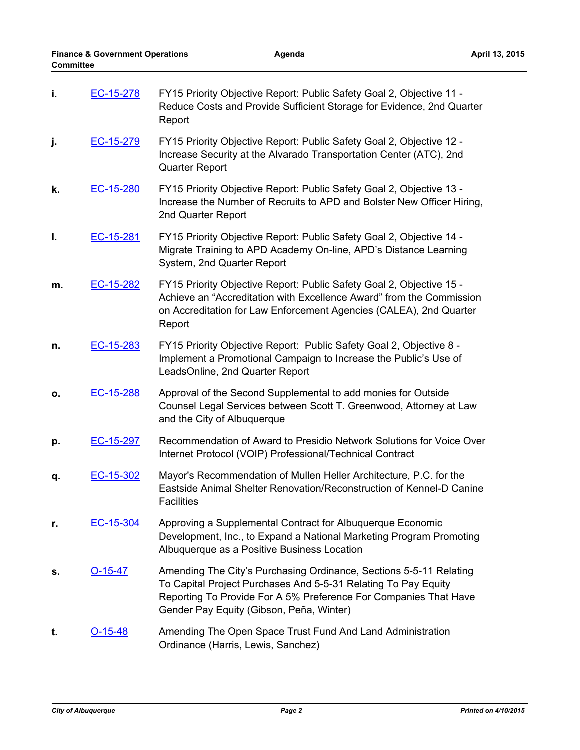| | | |
|---|---|---|
| i. | EC-15-278 | FY15 Priority Objective Report: Public Safety Goal 2, Objective 11 - Reduce Costs and Provide Sufficient Storage for Evidence, 2nd Quarter Report |
| j. | EC-15-279 | FY15 Priority Objective Report: Public Safety Goal 2, Objective 12 - Increase Security at the Alvarado Transportation Center (ATC), 2nd Quarter Report |
| k. | EC-15-280 | FY15 Priority Objective Report: Public Safety Goal 2, Objective 13 - Increase the Number of Recruits to APD and Bolster New Officer Hiring, 2nd Quarter Report |
| l. | EC-15-281 | FY15 Priority Objective Report: Public Safety Goal 2, Objective 14 - Migrate Training to APD Academy On-line, APD's Distance Learning System, 2nd Quarter Report |
| m. | EC-15-282 | FY15 Priority Objective Report: Public Safety Goal 2, Objective 15 - Achieve an "Accreditation with Excellence Award" from the Commission on Accreditation for Law Enforcement Agencies (CALEA), 2nd Quarter Report |
| n. | EC-15-283 | FY15 Priority Objective Report: Public Safety Goal 2, Objective 8 - Implement a Promotional Campaign to Increase the Public's Use of LeadsOnline, 2nd Quarter Report |
| o. | EC-15-288 | Approval of the Second Supplemental to add monies for Outside Counsel Legal Services between Scott T. Greenwood, Attorney at Law and the City of Albuquerque |
| p. | EC-15-297 | Recommendation of Award to Presidio Network Solutions for Voice Over Internet Protocol (VOIP) Professional/Technical Contract |
| q. | EC-15-302 | Mayor's Recommendation of Mullen Heller Architecture, P.C. for the Eastside Animal Shelter Renovation/Reconstruction of Kennel-D Canine Facilities |
| r. | EC-15-304 | Approving a Supplemental Contract for Albuquerque Economic Development, Inc., to Expand a National Marketing Program Promoting Albuquerque as a Positive Business Location |
| s. | O-15-47 | Amending The City's Purchasing Ordinance, Sections 5-5-11 Relating To Capital Project Purchases And 5-5-31 Relating To Pay Equity Reporting To Provide For A 5% Preference For Companies That Have Gender Pay Equity (Gibson, Peña, Winter) |
| t. | O-15-48 | Amending The Open Space Trust Fund And Land Administration Ordinance (Harris, Lewis, Sanchez) |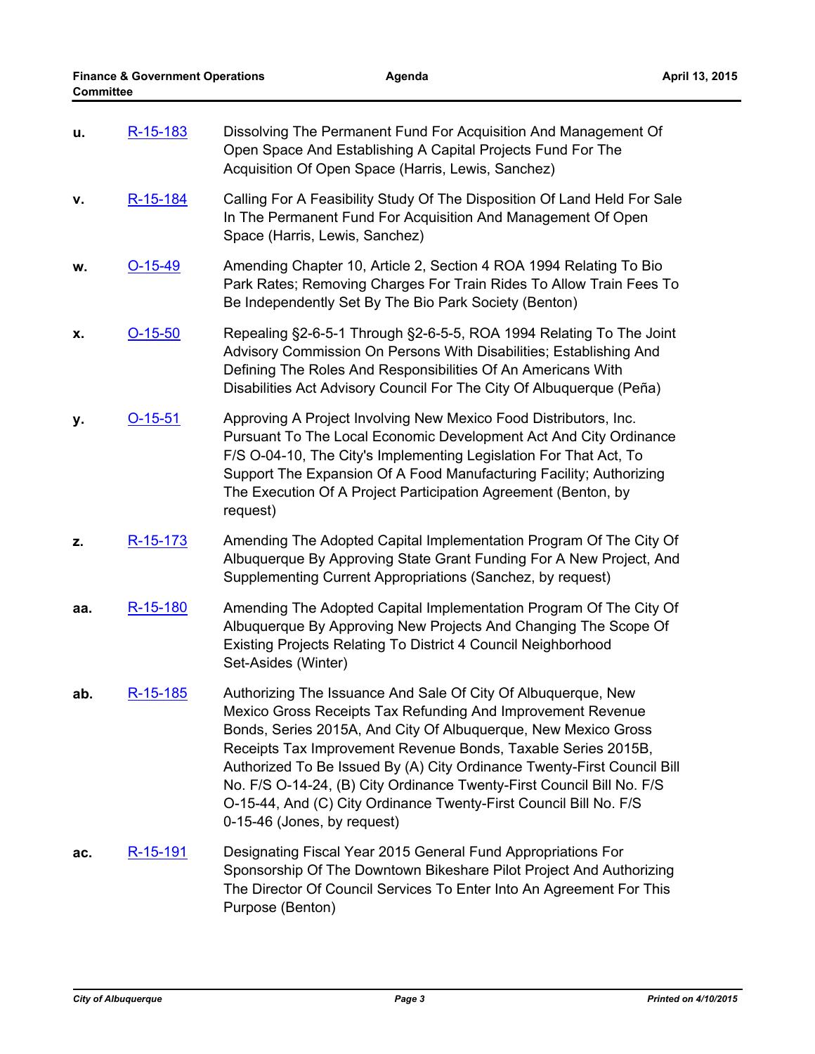u. R-15-183 Dissolving The Permanent Fund For Acquisition And Management Of Open Space And Establishing A Capital Projects Fund For The Acquisition Of Open Space (Harris, Lewis, Sanchez)

v. R-15-184 Calling For A Feasibility Study Of The Disposition Of Land Held For Sale In The Permanent Fund For Acquisition And Management Of Open Space (Harris, Lewis, Sanchez)

w. O-15-49 Amending Chapter 10, Article 2, Section 4 ROA 1994 Relating To Bio Park Rates; Removing Charges For Train Rides To Allow Train Fees To Be Independently Set By The Bio Park Society (Benton)

x. O-15-50 Repealing §2-6-5-1 Through §2-6-5-5, ROA 1994 Relating To The Joint Advisory Commission On Persons With Disabilities; Establishing And Defining The Roles And Responsibilities Of An Americans With Disabilities Act Advisory Council For The City Of Albuquerque (Peña)

y. O-15-51 Approving A Project Involving New Mexico Food Distributors, Inc. Pursuant To The Local Economic Development Act And City Ordinance F/S O-04-10, The City's Implementing Legislation For That Act, To Support The Expansion Of A Food Manufacturing Facility; Authorizing The Execution Of A Project Participation Agreement (Benton, by request)

z. R-15-173 Amending The Adopted Capital Implementation Program Of The City Of Albuquerque By Approving State Grant Funding For A New Project, And Supplementing Current Appropriations (Sanchez, by request)

aa. R-15-180 Amending The Adopted Capital Implementation Program Of The City Of Albuquerque By Approving New Projects And Changing The Scope Of Existing Projects Relating To District 4 Council Neighborhood Set-Asides (Winter)

ab. R-15-185 Authorizing The Issuance And Sale Of City Of Albuquerque, New Mexico Gross Receipts Tax Refunding And Improvement Revenue Bonds, Series 2015A, And City Of Albuquerque, New Mexico Gross Receipts Tax Improvement Revenue Bonds, Taxable Series 2015B, Authorized To Be Issued By (A) City Ordinance Twenty-First Council Bill No. F/S O-14-24, (B) City Ordinance Twenty-First Council Bill No. F/S O-15-44, And (C) City Ordinance Twenty-First Council Bill No. F/S 0-15-46 (Jones, by request)

ac. R-15-191 Designating Fiscal Year 2015 General Fund Appropriations For Sponsorship Of The Downtown Bikeshare Pilot Project And Authorizing The Director Of Council Services To Enter Into An Agreement For This Purpose (Benton)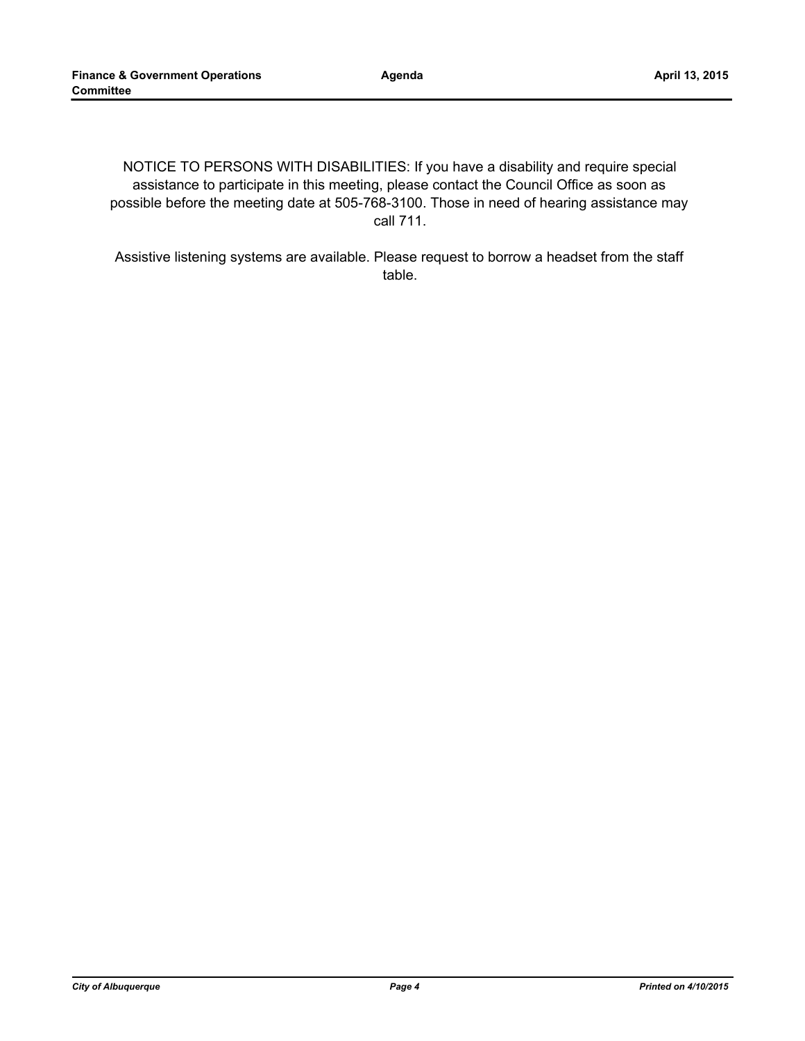NOTICE TO PERSONS WITH DISABILITIES: If you have a disability and require special assistance to participate in this meeting, please contact the Council Office as soon as possible before the meeting date at 505-768-3100. Those in need of hearing assistance may call 711.

Assistive listening systems are available. Please request to borrow a headset from the staff table.